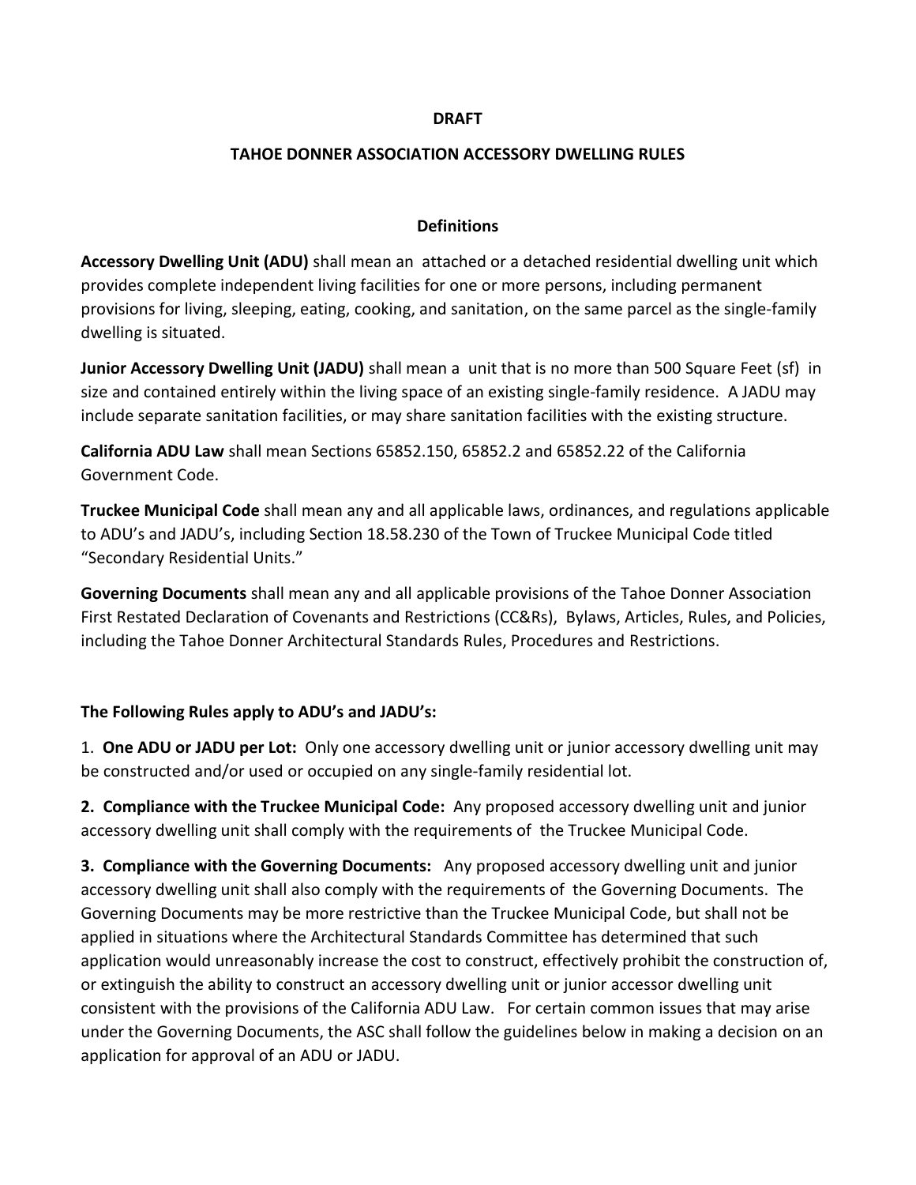**DRAFT**

# TAHOE DONNER ASSOCIATION ACCESSORY DWELLING RULES

## Definitions

**Accessory Dwelling Unit (ADU)** shall mean an attached or a detached residential dwelling unit which provides complete independent living facilities for one or more persons, including permanent provisions for living, sleeping, eating, cooking, and sanitation, on the same parcel as the single-family dwelling is situated.

**Junior Accessory Dwelling Unit (JADU)** shall mean a unit that is no more than 500 Square Feet (sf) in size and contained entirely within the living space of an existing single-family residence. A JADU may include separate sanitation facilities, or may share sanitation facilities with the existing structure.

**California ADU Law** shall mean Sections 65852.150, 65852.2 and 65852.22 of the California Government Code.

**Truckee Municipal Code** shall mean any and all applicable laws, ordinances, and regulations applicable to ADU's and JADU's, including Section 18.58.230 of the Town of Truckee Municipal Code titled "Secondary Residential Units."

**Governing Documents** shall mean any and all applicable provisions of the Tahoe Donner Association First Restated Declaration of Covenants and Restrictions (CC&Rs), Bylaws, Articles, Rules, and Policies, including the Tahoe Donner Architectural Standards Rules, Procedures and Restrictions.

**The Following Rules apply to ADU's and JADU's:**

1. **One ADU or JADU per Lot:** Only one accessory dwelling unit or junior accessory dwelling unit may be constructed and/or used or occupied on any single-family residential lot.

**2. Compliance with the Truckee Municipal Code:** Any proposed accessory dwelling unit and junior accessory dwelling unit shall comply with the requirements of the Truckee Municipal Code.

**3. Compliance with the Governing Documents:** Any proposed accessory dwelling unit and junior accessory dwelling unit shall also comply with the requirements of the Governing Documents. The Governing Documents may be more restrictive than the Truckee Municipal Code, but shall not be applied in situations where the Architectural Standards Committee has determined that such application would unreasonably increase the cost to construct, effectively prohibit the construction of, or extinguish the ability to construct an accessory dwelling unit or junior accessor dwelling unit consistent with the provisions of the California ADU Law. For certain common issues that may arise under the Governing Documents, the ASC shall follow the guidelines below in making a decision on an application for approval of an ADU or JADU.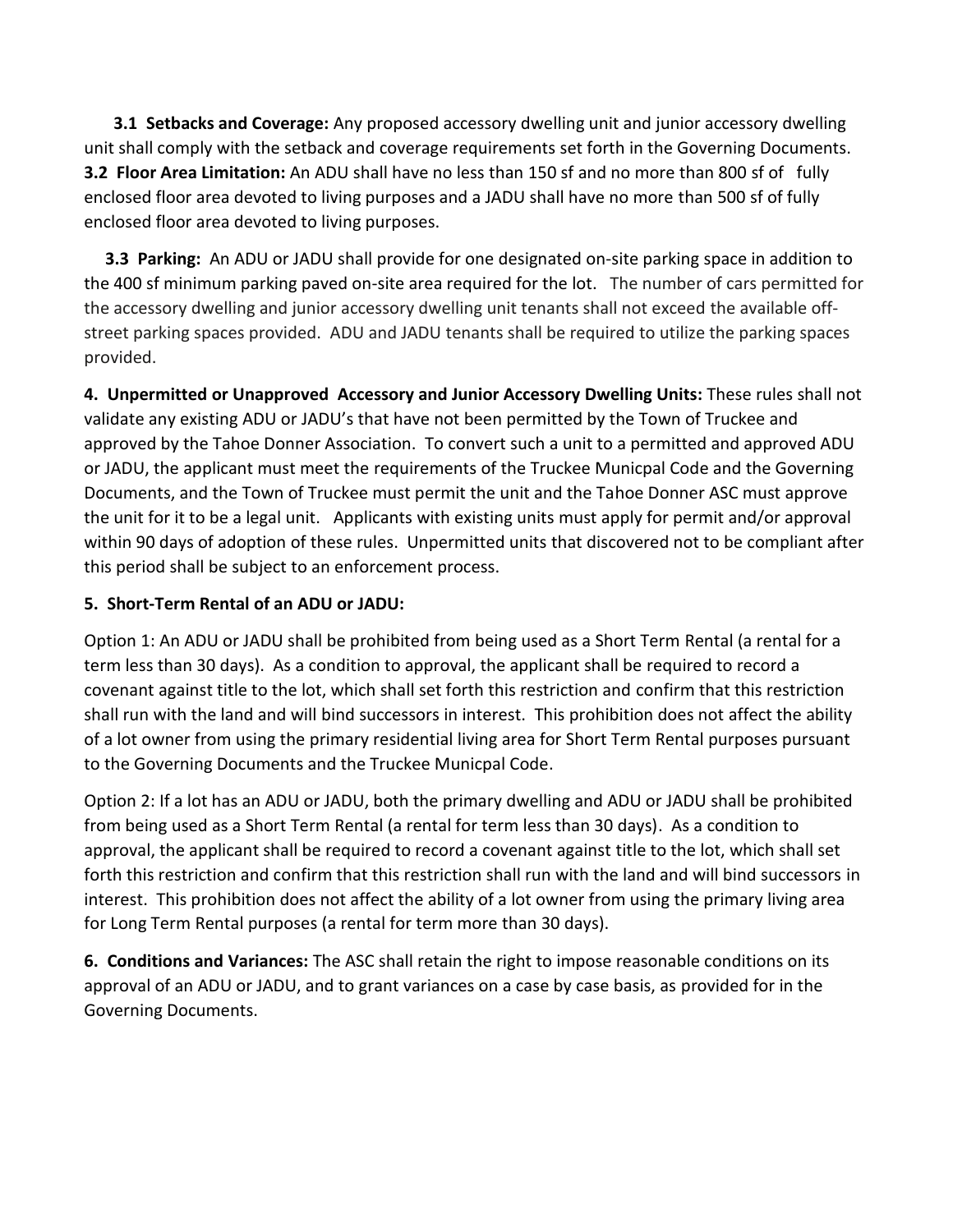**3.1 Setbacks and Coverage:** Any proposed accessory dwelling unit and junior accessory dwelling unit shall comply with the setback and coverage requirements set forth in the Governing Documents.

**3.2 Floor Area Limitation:** An ADU shall have no less than 150 sf and no more than 800 sf of fully enclosed floor area devoted to living purposes and a JADU shall have no more than 500 sf of fully enclosed floor area devoted to living purposes.

**3.3 Parking:** An ADU or JADU shall provide for one designated on-site parking space in addition to the 400 sf minimum parking paved on-site area required for the lot. The number of cars permitted for the accessory dwelling and junior accessory dwelling unit tenants shall not exceed the available off-street parking spaces provided. ADU and JADU tenants shall be required to utilize the parking spaces provided.

**4. Unpermitted or Unapproved Accessory and Junior Accessory Dwelling Units:** These rules shall not validate any existing ADU or JADU's that have not been permitted by the Town of Truckee and approved by the Tahoe Donner Association. To convert such a unit to a permitted and approved ADU or JADU, the applicant must meet the requirements of the Truckee Municpal Code and the Governing Documents, and the Town of Truckee must permit the unit and the Tahoe Donner ASC must approve the unit for it to be a legal unit. Applicants with existing units must apply for permit and/or approval within 90 days of adoption of these rules. Unpermitted units that discovered not to be compliant after this period shall be subject to an enforcement process.

**5. Short-Term Rental of an ADU or JADU:**

Option 1: An ADU or JADU shall be prohibited from being used as a Short Term Rental (a rental for a term less than 30 days). As a condition to approval, the applicant shall be required to record a covenant against title to the lot, which shall set forth this restriction and confirm that this restriction shall run with the land and will bind successors in interest. This prohibition does not affect the ability of a lot owner from using the primary residential living area for Short Term Rental purposes pursuant to the Governing Documents and the Truckee Municpal Code.

Option 2: If a lot has an ADU or JADU, both the primary dwelling and ADU or JADU shall be prohibited from being used as a Short Term Rental (a rental for term less than 30 days). As a condition to approval, the applicant shall be required to record a covenant against title to the lot, which shall set forth this restriction and confirm that this restriction shall run with the land and will bind successors in interest. This prohibition does not affect the ability of a lot owner from using the primary living area for Long Term Rental purposes (a rental for term more than 30 days).

**6. Conditions and Variances:** The ASC shall retain the right to impose reasonable conditions on its approval of an ADU or JADU, and to grant variances on a case by case basis, as provided for in the Governing Documents.